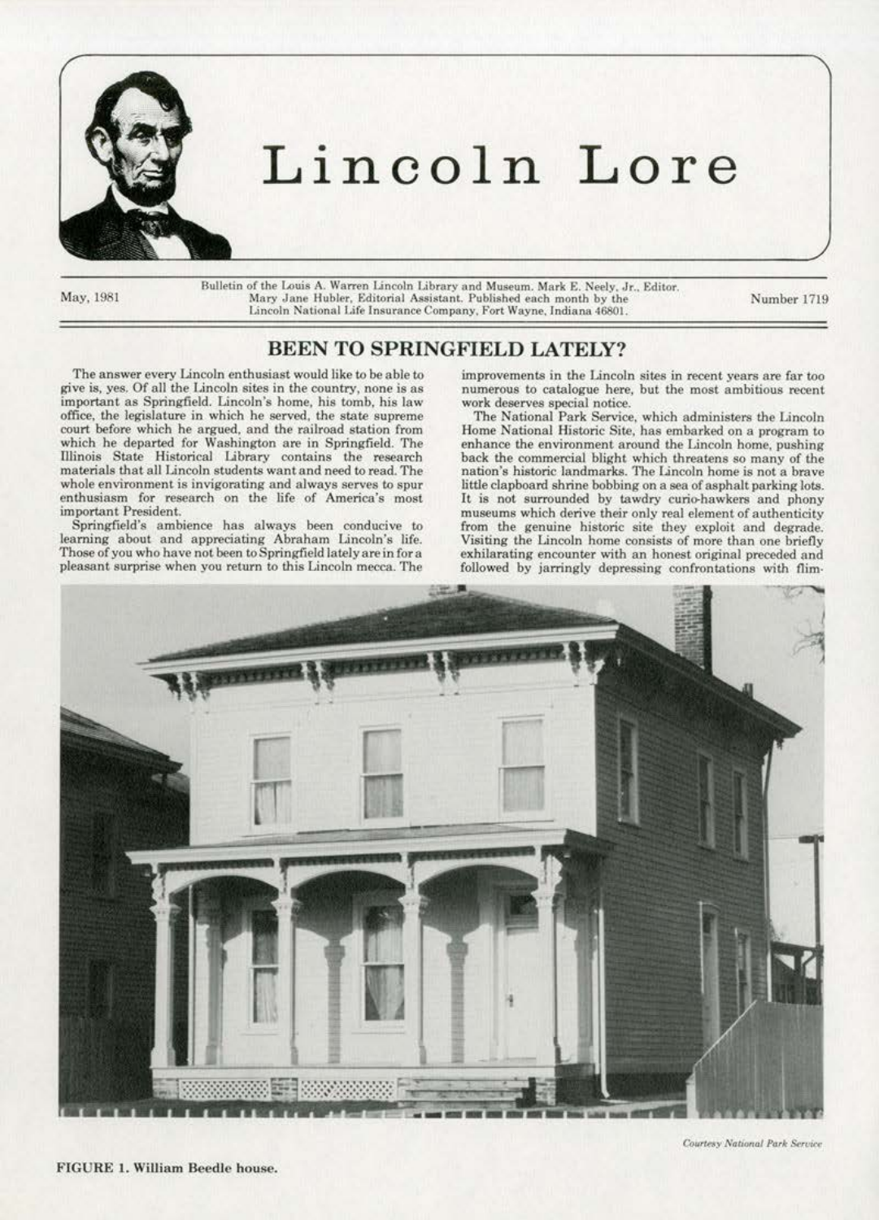# Lincoln Lore

May, 1981

Bulletin of the Louis A. Warren Lincoln Library and Museum. Mark E. Neely, Jr., Editor. Mary Jane Hubler, Editorial Assistant. Published each month by the Lincoln National Life Insurance Company, Fort Wayne, Indiana 46801.

Number 1719

## BEEN TO SPRINGFIELD LATELY?

The answer every Lincoln enthusiast would like to be able to give is, yes. Of all the Lincoln sites in the country, none is as important as Springfield. Lincoln's home, his tomb, his law office, the legislature in which he served, the state supreme court before which he argued, and the railroad station from which he departed for Washington are in Springfield. The Illinois State Historical Library contains the research materials that all Lincoln students want and need to read. The whole environment is invigorating and always serves to spur enthusiasm for research on the life of America's most important President.

Springfield's ambience has always been conducive to learning about and appreciating Abraham Lincoln's life. Those of you who have not been to Springfield lately are in for a pleasant surprise when you return to this Lincoln mecca. The improvements in the Lincoln sites in recent years are far too numerous to catalogue here, but the most ambitious recent work deserves special notice.

The National Park Service, which administers the Lincoln Home National Historic Site, has embarked on a program to enhance the environment around the Lincoln home, pushing back the commercial blight which threatens so many of the nation's historic landmarks. The Lincoln home is not a brave little clapboard shrine bobbing on a sea of asphalt parking lots. It is not surrounded by tawdry curio-hawkers and phony museums which derive their only real element of authenticity from the genuine historic site they exploit and degrade. Visiting the Lincoln home consists of more than one briefly exhilarating encounter with an honest original preceded and followed by jarringly depressing confrontations with flim-

*Courtesy National Park Service*

**FIGURE 1. William Beedle house.**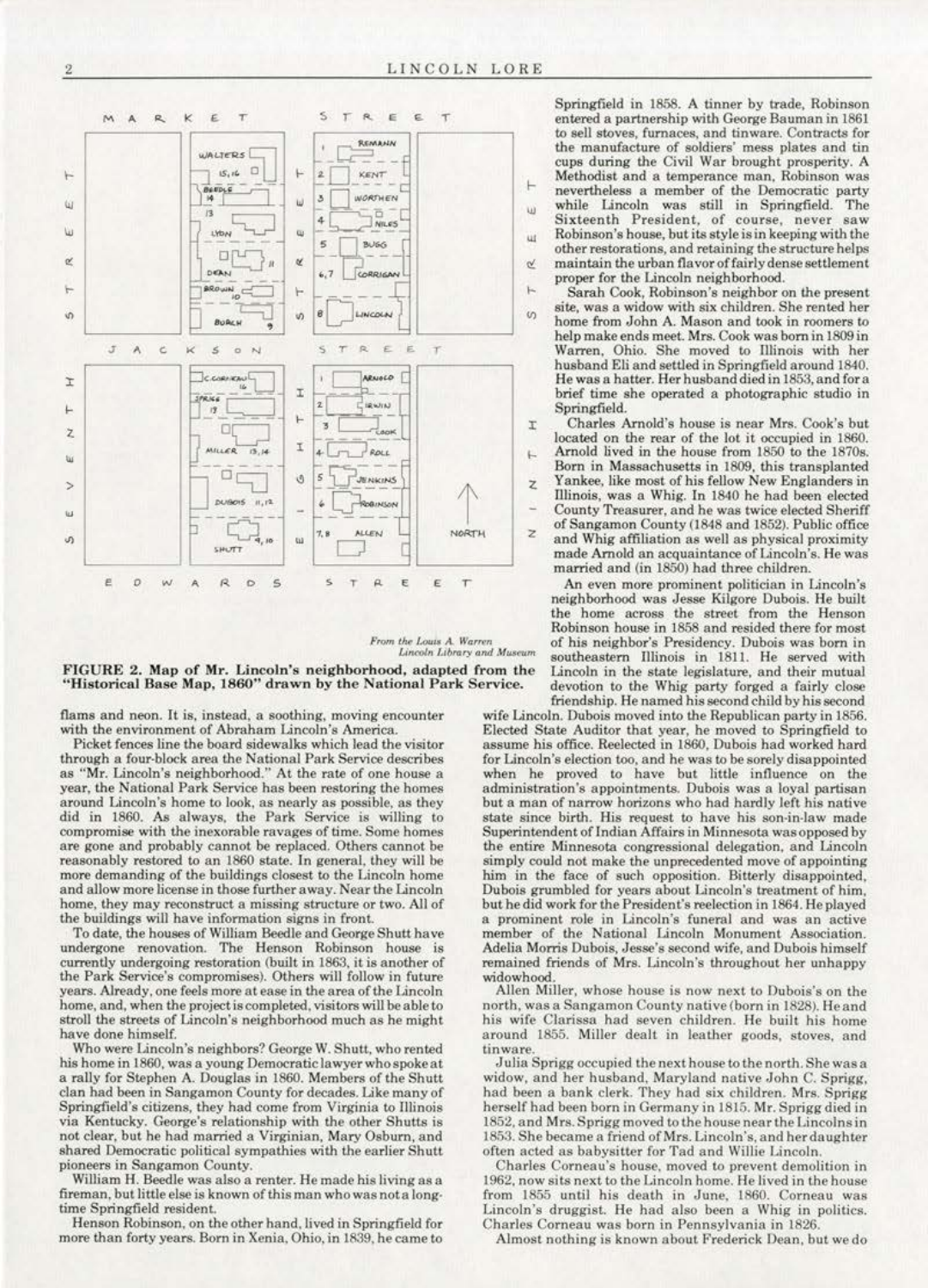From the Louis A. Warren Lincoln Library and Museum

**FIGURE 2. Map of Mr. Lincoln's neighborhood, adapted from the "Historical Base Map, 1860" drawn by the National Park Service.**

flams and neon. It is, instead, a soothing, moving encounter with the environment of Abraham Lincoln's America.

Picket fences line the board sidewalks which lead the visitor through a four-block area the National Park Service describes as "Mr. Lincoln's neighborhood." At the rate of one house a year, the National Park Service has been restoring the homes around Lincoln's home to look, as nearly as possible, as they did in 1860. As always, the Park Service is willing to compromise with the inexorable ravages of time. Some homes are gone and probably cannot be replaced. Others cannot be reasonably restored to an 1860 state. In general, they will be more demanding of the buildings closest to the Lincoln home and allow more license in those further away. Near the Lincoln home, they may reconstruct a missing structure or two. All of the buildings will have information signs in front.

To date, the houses of William Beedle and George Shutt have undergone renovation. The Henson Robinson house is currently undergoing restoration (built in 1863, it is another of the Park Service's compromises). Others will follow in future years. Already, one feels more at ease in the area of the Lincoln home, and, when the project is completed, visitors will be able to stroll the streets of Lincoln's neighborhood much as he might have done himself.

Who were Lincoln's neighbors? George W. Shutt, who rented his home in 1860, was a young Democratic lawyer who spoke at a rally for Stephen A. Douglas in 1860. Members of the Shutt clan had been in Sangamon County for decades. Like many of Springfield's citizens, they had come from Virginia to Illinois via Kentucky. George's relationship with the other Shutts is not clear, but he had married a Virginian, Mary Osburn, and shared Democratic political sympathies with the earlier Shutt pioneers in Sangamon County.

William H. Beedle was also a renter. He made his living as a fireman, but little else is known of this man who was not a long-time Springfield resident.

Henson Robinson, on the other hand, lived in Springfield for more than forty years. Born in Xenia, Ohio, in 1839, he came to Springfield in 1858. A tinner by trade, Robinson entered a partnership with George Bauman in 1861 to sell stoves, furnaces, and tinware. Contracts for the manufacture of soldiers' mess plates and tin cups during the Civil War brought prosperity. A Methodist and a temperance man, Robinson was nevertheless a member of the Democratic party while Lincoln was still in Springfield. The Sixteenth President, of course, never saw Robinson's house, but its style is in keeping with the other restorations, and retaining the structure helps maintain the urban flavor of fairly dense settlement proper for the Lincoln neighborhood.

Sarah Cook, Robinson's neighbor on the present site, was a widow with six children. She rented her home from John A. Mason and took in roomers to help make ends meet. Mrs. Cook was born in 1809 in Warren, Ohio. She moved to Illinois with her husband Eli and settled in Springfield around 1840. He was a hatter. Her husband died in 1853, and for a brief time she operated a photographic studio in Springfield.

Charles Arnold's house is near Mrs. Cook's but located on the rear of the lot it occupied in 1860. Arnold lived in the house from 1850 to the 1870s. Born in Massachusetts in 1809, this transplanted Yankee, like most of his fellow New Englanders in Illinois, was a Whig. In 1840 he had been elected County Treasurer, and he was twice elected Sheriff of Sangamon County (1848 and 1852). Public office and Whig affiliation as well as physical proximity made Arnold an acquaintance of Lincoln's. He was married and (in 1850) had three children.

An even more prominent politician in Lincoln's neighborhood was Jesse Kilgore Dubois. He built the home across the street from the Henson Robinson house in 1858 and resided there for most of his neighbor's Presidency. Dubois was born in southeastern Illinois in 1811. He served with Lincoln in the state legislature, and their mutual devotion to the Whig party forged a fairly close friendship. He named his second child by his second wife Lincoln. Dubois moved into the Republican party in 1856. Elected State Auditor that year, he moved to Springfield to assume his office. Reelected in 1860, Dubois had worked hard for Lincoln's election too, and he was to be sorely disappointed when he proved to have but little influence on the administration's appointments. Dubois was a loyal partisan but a man of narrow horizons who had hardly left his native state since birth. His request to have his son-in-law made Superintendent of Indian Affairs in Minnesota was opposed by the entire Minnesota congressional delegation, and Lincoln simply could not make the unprecedented move of appointing him in the face of such opposition. Bitterly disappointed, Dubois grumbled for years about Lincoln's treatment of him, but he did work for the President's reelection in 1864. He played a prominent role in Lincoln's funeral and was an active member of the National Lincoln Monument Association. Adelia Morris Dubois, Jesse's second wife, and Dubois himself remained friends of Mrs. Lincoln's throughout her unhappy widowhood.

Allen Miller, whose house is now next to Dubois's on the north, was a Sangamon County native (born in 1828). He and his wife Clarissa had seven children. He built his home around 1855. Miller dealt in leather goods, stoves, and tinware.

Julia Sprigg occupied the next house to the north. She was a widow, and her husband, Maryland native John C. Sprigg, had been a bank clerk. They had six children. Mrs. Sprigg herself had been born in Germany in 1815. Mr. Sprigg died in 1852, and Mrs. Sprigg moved to the house near the Lincolns in 1853. She became a friend of Mrs. Lincoln's, and her daughter often acted as babysitter for Tad and Willie Lincoln.

Charles Corneau's house, moved to prevent demolition in 1962, now sits next to the Lincoln home. He lived in the house from 1855 until his death in June, 1860. Corneau was Lincoln's druggist. He had also been a Whig in politics. Charles Corneau was born in Pennsylvania in 1826.

Almost nothing is known about Frederick Dean, but we do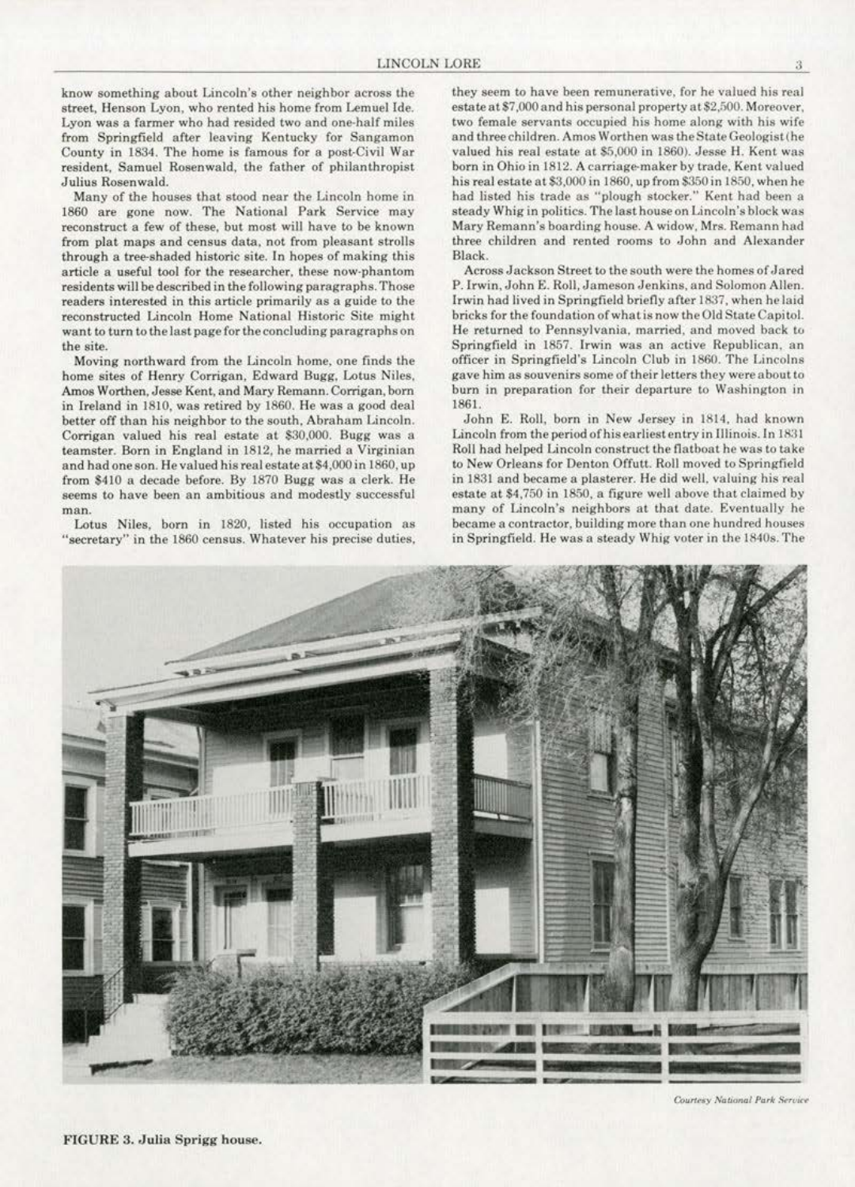know something about Lincoln's other neighbor across the street, Henson Lyon, who rented his home from Lemuel Ide. Lyon was a farmer who had resided two and one-half miles from Springfield after leaving Kentucky for Sangamon County in 1834. The home is famous for a post-Civil War resident, Samuel Rosenwald, the father of philanthropist Julius Rosenwald.

Many of the houses that stood near the Lincoln home in 1860 are gone now. The National Park Service may reconstruct a few of these, but most will have to be known from plat maps and census data, not from pleasant strolls through a tree-shaded historic site. In hopes of making this article a useful tool for the researcher, these now-phantom residents will be described in the following paragraphs. Those readers interested in this article primarily as a guide to the reconstructed Lincoln Home National Historic Site might want to turn to the last page for the concluding paragraphs on the site.

Moving northward from the Lincoln home, one finds the home sites of Henry Corrigan, Edward Bugg, Lotus Niles, Amos Worthen, Jesse Kent, and Mary Remann. Corrigan, born in Ireland in 1810, was retired by 1860. He was a good deal better off than his neighbor to the south, Abraham Lincoln. Corrigan valued his real estate at $30,000. Bugg was a teamster. Born in England in 1812, he married a Virginian and had one son. He valued his real estate at $4,000 in 1860, up from $410 a decade before. By 1870 Bugg was a clerk. He seems to have been an ambitious and modestly successful man.

Lotus Niles, born in 1820, listed his occupation as "secretary" in the 1860 census. Whatever his precise duties, they seem to have been remunerative, for he valued his real estate at $7,000 and his personal property at $2,500. Moreover, two female servants occupied his home along with his wife and three children. Amos Worthen was the State Geologist (he valued his real estate at $5,000 in 1860). Jesse H. Kent was born in Ohio in 1812. A carriage-maker by trade, Kent valued his real estate at $3,000 in 1860, up from $350 in 1850, when he had listed his trade as "plough stocker." Kent had been a steady Whig in politics. The last house on Lincoln's block was Mary Remann's boarding house. A widow, Mrs. Remann had three children and rented rooms to John and Alexander Black.

Across Jackson Street to the south were the homes of Jared P. Irwin, John E. Roll, Jameson Jenkins, and Solomon Allen. Irwin had lived in Springfield briefly after 1837, when he laid bricks for the foundation of what is now the Old State Capitol. He returned to Pennsylvania, married, and moved back to Springfield in 1857. Irwin was an active Republican, an officer in Springfield's Lincoln Club in 1860. The Lincolns gave him as souvenirs some of their letters they were about to burn in preparation for their departure to Washington in 1861.

John E. Roll, born in New Jersey in 1814, had known Lincoln from the period of his earliest entry in Illinois. In 1831 Roll had helped Lincoln construct the flatboat he was to take to New Orleans for Denton Offutt. Roll moved to Springfield in 1831 and became a plasterer. He did well, valuing his real estate at $4,750 in 1850, a figure well above that claimed by many of Lincoln's neighbors at that date. Eventually he became a contractor, building more than one hundred houses in Springfield. He was a steady Whig voter in the 1840s. The

*Courtesy National Park Service*

**FIGURE 3. Julia Sprigg house.**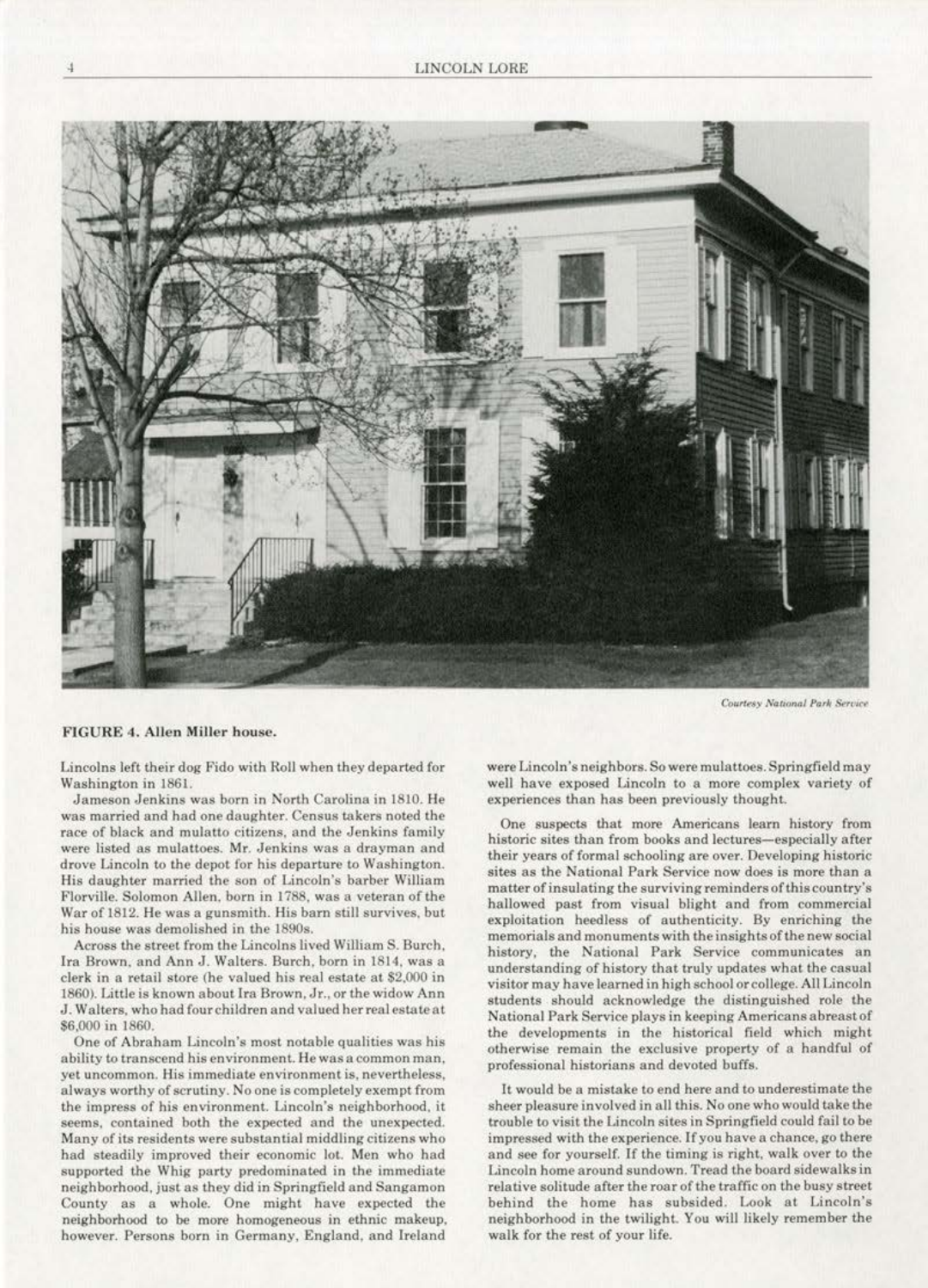*Courtesy National Park Service*

**FIGURE 4. Allen Miller house.**

Lincolns left their dog Fido with Roll when they departed for Washington in 1861.

Jameson Jenkins was born in North Carolina in 1810. He was married and had one daughter. Census takers noted the race of black and mulatto citizens, and the Jenkins family were listed as mulattoes. Mr. Jenkins was a drayman and drove Lincoln to the depot for his departure to Washington. His daughter married the son of Lincoln's barber William Florville. Solomon Allen, born in 1788, was a veteran of the War of 1812. He was a gunsmith. His barn still survives, but his house was demolished in the 1890s.

Across the street from the Lincolns lived William S. Burch, Ira Brown, and Ann J. Walters. Burch, born in 1814, was a clerk in a retail store (he valued his real estate at $2,000 in 1860). Little is known about Ira Brown, Jr., or the widow Ann J. Walters, who had four children and valued her real estate at $6,000 in 1860.

One of Abraham Lincoln's most notable qualities was his ability to transcend his environment. He was a common man, yet uncommon. His immediate environment is, nevertheless, always worthy of scrutiny. No one is completely exempt from the impress of his environment. Lincoln's neighborhood, it seems, contained both the expected and the unexpected. Many of its residents were substantial middling citizens who had steadily improved their economic lot. Men who had supported the Whig party predominated in the immediate neighborhood, just as they did in Springfield and Sangamon County as a whole. One might have expected the neighborhood to be more homogeneous in ethnic makeup, however. Persons born in Germany, England, and Ireland were Lincoln's neighbors. So were mulattoes. Springfield may well have exposed Lincoln to a more complex variety of experiences than has been previously thought.

One suspects that more Americans learn history from historic sites than from books and lectures—especially after their years of formal schooling are over. Developing historic sites as the National Park Service now does is more than a matter of insulating the surviving reminders of this country's hallowed past from visual blight and from commercial exploitation heedless of authenticity. By enriching the memorials and monuments with the insights of the new social history, the National Park Service communicates an understanding of history that truly updates what the casual visitor may have learned in high school or college. All Lincoln students should acknowledge the distinguished role the National Park Service plays in keeping Americans abreast of the developments in the historical field which might otherwise remain the exclusive property of a handful of professional historians and devoted buffs.

It would be a mistake to end here and to underestimate the sheer pleasure involved in all this. No one who would take the trouble to visit the Lincoln sites in Springfield could fail to be impressed with the experience. If you have a chance, go there and see for yourself. If the timing is right, walk over to the Lincoln home around sundown. Tread the board sidewalks in relative solitude after the roar of the traffic on the busy street behind the home has subsided. Look at Lincoln's neighborhood in the twilight. You will likely remember the walk for the rest of your life.